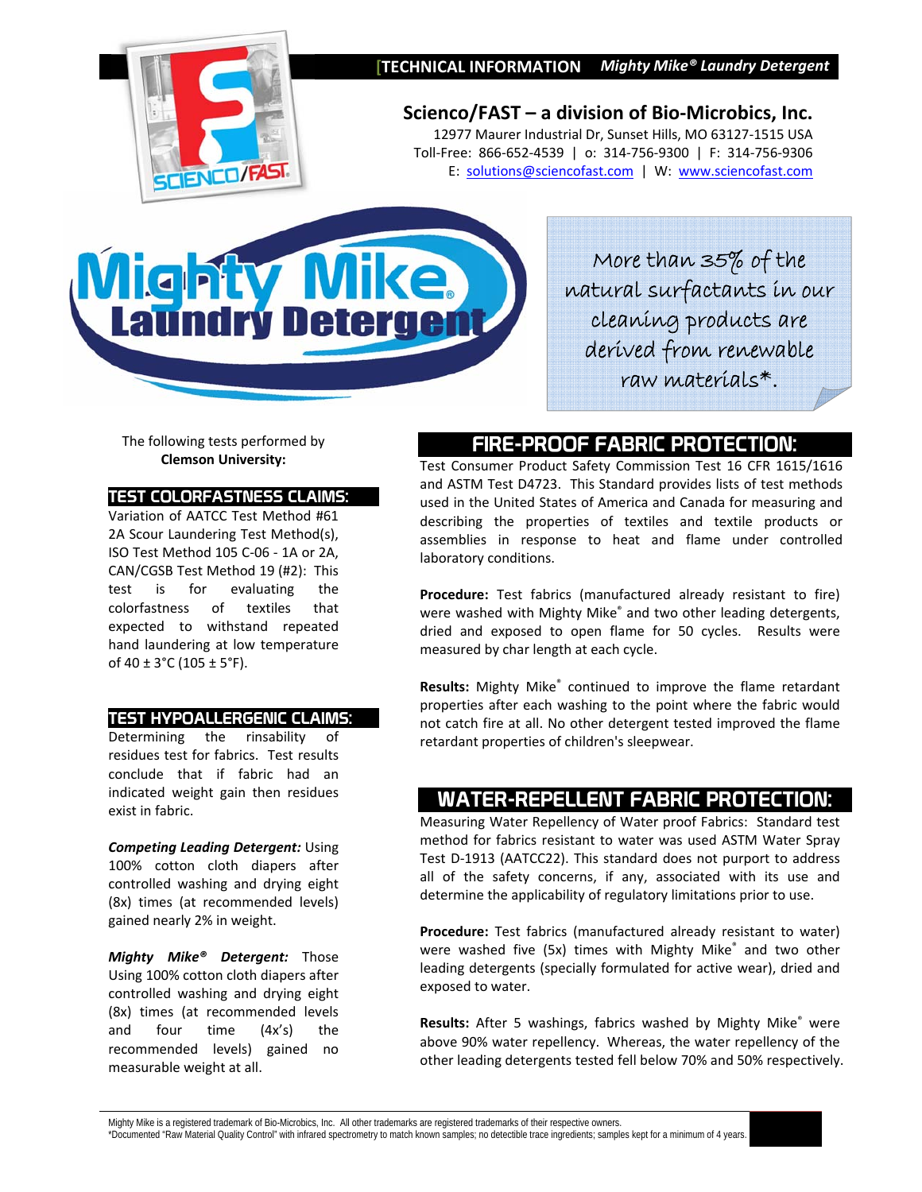[TECHNICAL INFORMATION *Mighty Mike® Laundry Detergent*

## Scienco/FAST – a division of Bio-Microbics, Inc.

12977 Maurer Industrial Dr, Sunset Hills, MO 63127-1515 USA
Toll-Free: 866-652-4539 | o: 314-756-9300 | F: 314-756-9306
E: solutions@sciencofast.com | W: www.sciencofast.com

# Mighty Mike® Laundry Detergent

More than 35% of the natural surfactants in our cleaning products are derived from renewable raw materials*.

The following tests performed by **Clemson University:**

## TEST COLORFASTNESS CLAIMS:

Variation of AATCC Test Method #61 2A Scour Laundering Test Method(s), ISO Test Method 105 C-06 - 1A or 2A, CAN/CGSB Test Method 19 (#2): This test is for evaluating the colorfastness of textiles that expected to withstand repeated hand laundering at low temperature of 40 ± 3°C (105 ± 5°F).

## TEST HYPOALLERGENIC CLAIMS:

Determining the rinsability of residues test for fabrics. Test results conclude that if fabric had an indicated weight gain then residues exist in fabric.

***Competing Leading Detergent:*** Using 100% cotton cloth diapers after controlled washing and drying eight (8x) times (at recommended levels) gained nearly 2% in weight.

***Mighty Mike® Detergent:*** Those Using 100% cotton cloth diapers after controlled washing and drying eight (8x) times (at recommended levels and four time (4x's) the recommended levels) gained no measurable weight at all.

## FIRE-PROOF FABRIC PROTECTION:

Test Consumer Product Safety Commission Test 16 CFR 1615/1616 and ASTM Test D4723. This Standard provides lists of test methods used in the United States of America and Canada for measuring and describing the properties of textiles and textile products or assemblies in response to heat and flame under controlled laboratory conditions.

**Procedure:** Test fabrics (manufactured already resistant to fire) were washed with Mighty Mike® and two other leading detergents, dried and exposed to open flame for 50 cycles. Results were measured by char length at each cycle.

**Results:** Mighty Mike® continued to improve the flame retardant properties after each washing to the point where the fabric would not catch fire at all. No other detergent tested improved the flame retardant properties of children's sleepwear.

## WATER-REPELLENT FABRIC PROTECTION:

Measuring Water Repellency of Water proof Fabrics: Standard test method for fabrics resistant to water was used ASTM Water Spray Test D-1913 (AATCC22). This standard does not purport to address all of the safety concerns, if any, associated with its use and determine the applicability of regulatory limitations prior to use.

**Procedure:** Test fabrics (manufactured already resistant to water) were washed five (5x) times with Mighty Mike® and two other leading detergents (specially formulated for active wear), dried and exposed to water.

**Results:** After 5 washings, fabrics washed by Mighty Mike® were above 90% water repellency. Whereas, the water repellency of the other leading detergents tested fell below 70% and 50% respectively.

Mighty Mike is a registered trademark of Bio-Microbics, Inc. All other trademarks are registered trademarks of their respective owners.
*Documented "Raw Material Quality Control" with infrared spectrometry to match known samples; no detectible trace ingredients; samples kept for a minimum of 4 years.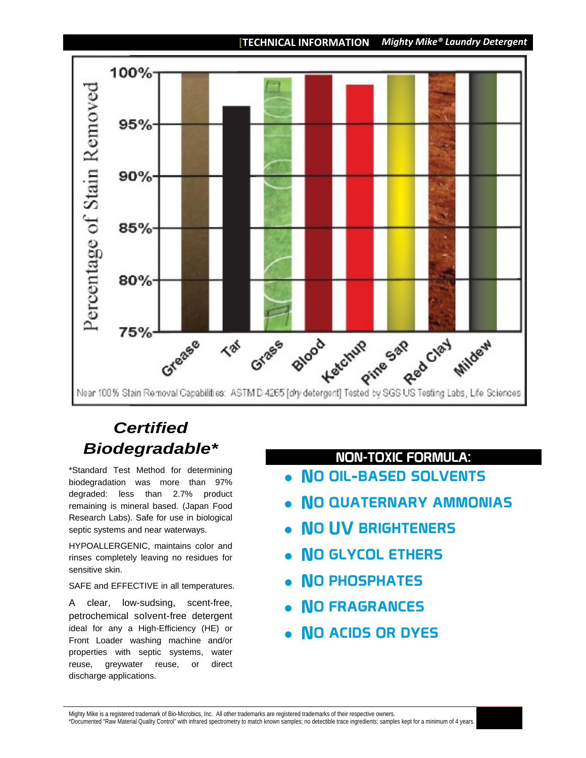Percentage of Stain Removed

100%

95%

90%

85%

80%

75%

Grease
Tar
Grass
Blood
Ketchup
Pine Sap
Red Clay
Mildew

Near 100% Stain Removal Capabilities: ASTM D 4265 [dry detergent] Tested by SGS US Testing Labs, Life Sciences

## *Certified Biodegradable**

*Standard Test Method for determining biodegradation was more than 97% degraded: less than 2.7% product remaining is mineral based. (Japan Food Research Labs). Safe for use in biological septic systems and near waterways.

HYPOALLERGENIC, maintains color and rinses completely leaving no residues for sensitive skin.

SAFE and EFFECTIVE in all temperatures.

A clear, low-sudsing, scent-free, petrochemical solvent-free detergent ideal for any a High-Efficiency (HE) or Front Loader washing machine and/or properties with septic systems, water reuse, greywater reuse, or direct discharge applications.

## NON-TOXIC FORMULA:

- NO OIL-BASED SOLVENTS
- NO QUATERNARY AMMONIAS
- NO UV BRIGHTENERS
- NO GLYCOL ETHERS
- NO PHOSPHATES
- NO FRAGRANCES
- NO ACIDS OR DYES

Mighty Mike is a registered trademark of Bio-Microbics, Inc. All other trademarks are registered trademarks of their respective owners.
*Documented "Raw Material Quality Control" with infrared spectrometry to match known samples; no detectible trace ingredients; samples kept for a minimum of 4 years.